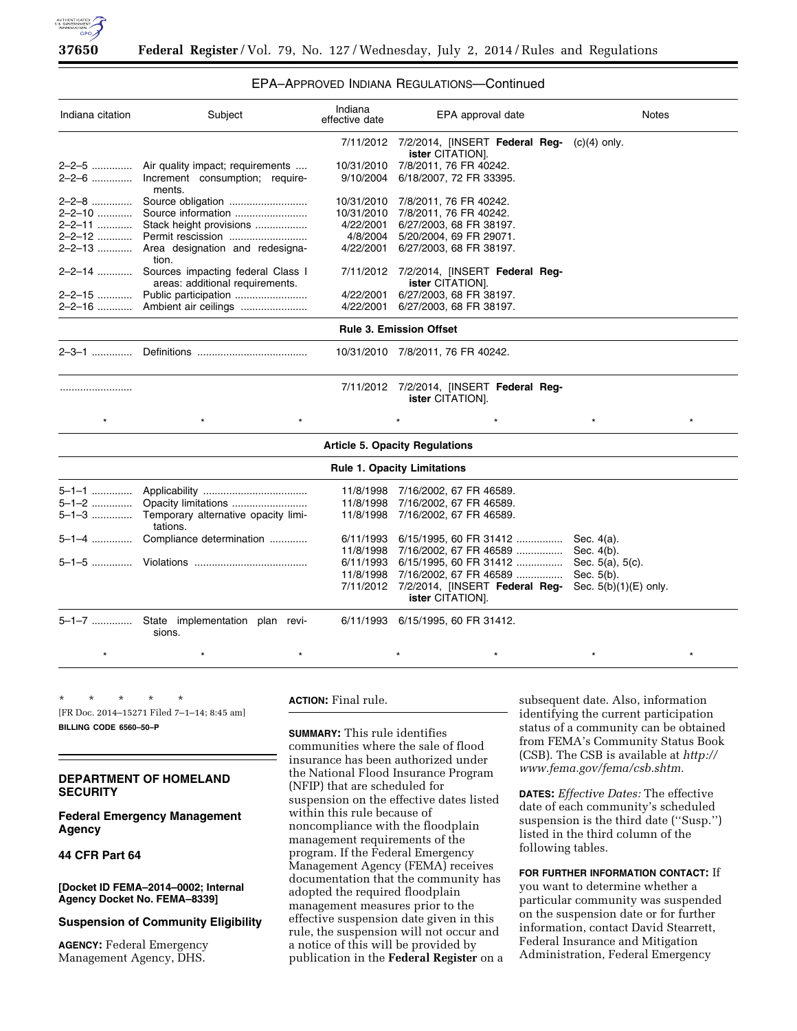EPA–APPROVED INDIANA REGULATIONS—Continued

| Indiana citation | Subject | Indiana effective date | EPA approval date | Notes |
|---|---|---|---|---|
| | | 7/11/2012 | 7/2/2014, [INSERT **Federal Register** CITATION]. | (c)(4) only. |
| 2–2–5 | Air quality impact; requirements | 10/31/2010 | 7/8/2011, 76 FR 40242. | |
| 2–2–6 | Increment consumption; requirements. | 9/10/2004 | 6/18/2007, 72 FR 33395. | |
| 2–2–8 | Source obligation | 10/31/2010 | 7/8/2011, 76 FR 40242. | |
| 2–2–10 | Source information | 10/31/2010 | 7/8/2011, 76 FR 40242. | |
| 2–2–11 | Stack height provisions | 4/22/2001 | 6/27/2003, 68 FR 38197. | |
| 2–2–12 | Permit rescission | 4/8/2004 | 5/20/2004, 69 FR 29071. | |
| 2–2–13 | Area designation and redesignation. | 4/22/2001 | 6/27/2003, 68 FR 38197. | |
| 2–2–14 | Sources impacting federal Class I areas: additional requirements. | 7/11/2012 | 7/2/2014, [INSERT **Federal Register** CITATION]. | |
| 2–2–15 | Public participation | 4/22/2001 | 6/27/2003, 68 FR 38197. | |
| 2–2–16 | Ambient air ceilings | 4/22/2001 | 6/27/2003, 68 FR 38197. | |
| | | **Rule 3. Emission Offset** | | |
| 2–3–1 | Definitions | 10/31/2010 | 7/8/2011, 76 FR 40242. | |
| ........................ | | 7/11/2012 | 7/2/2014, [INSERT **Federal Register** CITATION]. | |
| * | * | * | * * | * * |
| | | **Article 5. Opacity Regulations** | | |
| | | **Rule 1. Opacity Limitations** | | |
| 5–1–1 | Applicability | 11/8/1998 | 7/16/2002, 67 FR 46589. | |
| 5–1–2 | Opacity limitations | 11/8/1998 | 7/16/2002, 67 FR 46589. | |
| 5–1–3 | Temporary alternative opacity limitations. | 11/8/1998 | 7/16/2002, 67 FR 46589. | |
| 5–1–4 | Compliance determination | 6/11/1993 | 6/15/1995, 60 FR 31412 | Sec. 4(a). |
| | | 11/8/1998 | 7/16/2002, 67 FR 46589 | Sec. 4(b). |
| 5–1–5 | Violations | 6/11/1993 | 6/15/1995, 60 FR 31412 | Sec. 5(a), 5(c). |
| | | 11/8/1998 | 7/16/2002, 67 FR 46589 | Sec. 5(b). |
| | | 7/11/2012 | 7/2/2014, [INSERT **Federal Register** CITATION]. | Sec. 5(b)(1)(E) only. |
| 5–1–7 | State implementation plan revisions. | 6/11/1993 | 6/15/1995, 60 FR 31412. | |
| * | * | * | * * | * * |

\* \* \* \* \*

[FR Doc. 2014–15271 Filed 7–1–14; 8:45 am]

**BILLING CODE 6560–50–P**

## DEPARTMENT OF HOMELAND SECURITY

## Federal Emergency Management Agency

## 44 CFR Part 64

**[Docket ID FEMA–2014–0002; Internal Agency Docket No. FEMA–8339]**

## Suspension of Community Eligibility

**AGENCY:** Federal Emergency Management Agency, DHS.

**ACTION:** Final rule.

**SUMMARY:** This rule identifies communities where the sale of flood insurance has been authorized under the National Flood Insurance Program (NFIP) that are scheduled for suspension on the effective dates listed within this rule because of noncompliance with the floodplain management requirements of the program. If the Federal Emergency Management Agency (FEMA) receives documentation that the community has adopted the required floodplain management measures prior to the effective suspension date given in this rule, the suspension will not occur and a notice of this will be provided by publication in the **Federal Register** on a subsequent date. Also, information identifying the current participation status of a community can be obtained from FEMA's Community Status Book (CSB). The CSB is available at *http://www.fema.gov/fema/csb.shtm.*

**DATES:** *Effective Dates:* The effective date of each community's scheduled suspension is the third date (''Susp.'') listed in the third column of the following tables.

**FOR FURTHER INFORMATION CONTACT:** If you want to determine whether a particular community was suspended on the suspension date or for further information, contact David Stearrett, Federal Insurance and Mitigation Administration, Federal Emergency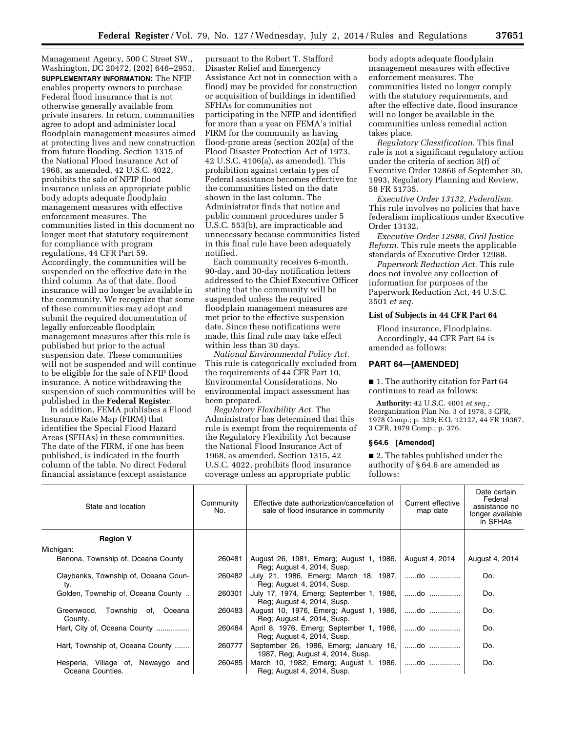Management Agency, 500 C Street SW., Washington, DC 20472, (202) 646–2953.

**SUPPLEMENTARY INFORMATION:** The NFIP enables property owners to purchase Federal flood insurance that is not otherwise generally available from private insurers. In return, communities agree to adopt and administer local floodplain management measures aimed at protecting lives and new construction from future flooding. Section 1315 of the National Flood Insurance Act of 1968, as amended, 42 U.S.C. 4022, prohibits the sale of NFIP flood insurance unless an appropriate public body adopts adequate floodplain management measures with effective enforcement measures. The communities listed in this document no longer meet that statutory requirement for compliance with program regulations, 44 CFR Part 59. Accordingly, the communities will be suspended on the effective date in the third column. As of that date, flood insurance will no longer be available in the community. We recognize that some of these communities may adopt and submit the required documentation of legally enforceable floodplain management measures after this rule is published but prior to the actual suspension date. These communities will not be suspended and will continue to be eligible for the sale of NFIP flood insurance. A notice withdrawing the suspension of such communities will be published in the **Federal Register**.

In addition, FEMA publishes a Flood Insurance Rate Map (FIRM) that identifies the Special Flood Hazard Areas (SFHAs) in these communities. The date of the FIRM, if one has been published, is indicated in the fourth column of the table. No direct Federal financial assistance (except assistance pursuant to the Robert T. Stafford Disaster Relief and Emergency Assistance Act not in connection with a flood) may be provided for construction or acquisition of buildings in identified SFHAs for communities not participating in the NFIP and identified for more than a year on FEMA's initial FIRM for the community as having flood-prone areas (section 202(a) of the Flood Disaster Protection Act of 1973, 42 U.S.C. 4106(a), as amended). This prohibition against certain types of Federal assistance becomes effective for the communities listed on the date shown in the last column. The Administrator finds that notice and public comment procedures under 5 U.S.C. 553(b), are impracticable and unnecessary because communities listed in this final rule have been adequately notified.

Each community receives 6-month, 90-day, and 30-day notification letters addressed to the Chief Executive Officer stating that the community will be suspended unless the required floodplain management measures are met prior to the effective suspension date. Since these notifications were made, this final rule may take effect within less than 30 days.

*National Environmental Policy Act.* This rule is categorically excluded from the requirements of 44 CFR Part 10, Environmental Considerations. No environmental impact assessment has been prepared.

*Regulatory Flexibility Act.* The Administrator has determined that this rule is exempt from the requirements of the Regulatory Flexibility Act because the National Flood Insurance Act of 1968, as amended, Section 1315, 42 U.S.C. 4022, prohibits flood insurance coverage unless an appropriate public body adopts adequate floodplain management measures with effective enforcement measures. The communities listed no longer comply with the statutory requirements, and after the effective date, flood insurance will no longer be available in the communities unless remedial action takes place.

*Regulatory Classification.* This final rule is not a significant regulatory action under the criteria of section 3(f) of Executive Order 12866 of September 30, 1993, Regulatory Planning and Review, 58 FR 51735.

*Executive Order 13132, Federalism.* This rule involves no policies that have federalism implications under Executive Order 13132.

*Executive Order 12988, Civil Justice Reform.* This rule meets the applicable standards of Executive Order 12988.

*Paperwork Reduction Act.* This rule does not involve any collection of information for purposes of the Paperwork Reduction Act, 44 U.S.C. 3501 *et seq.*

**List of Subjects in 44 CFR Part 64**

Flood insurance, Floodplains.

Accordingly, 44 CFR Part 64 is amended as follows:

## PART 64—[AMENDED]

■ 1. The authority citation for Part 64 continues to read as follows:

**Authority:** 42 U.S.C. 4001 *et seq.;* Reorganization Plan No. 3 of 1978, 3 CFR, 1978 Comp.; p. 329; E.O. 12127, 44 FR 19367, 3 CFR, 1979 Comp.; p. 376.

### § 64.6 [Amended]

■ 2. The tables published under the authority of § 64.6 are amended as follows:

| State and location | Community No. | Effective date authorization/cancellation of sale of flood insurance in community | Current effective map date | Date certain Federal assistance no longer available in SFHAs |
|---|---|---|---|---|
| **Region V** | | | | |
| Michigan: | | | | |
| Benona, Township of, Oceana County | 260481 | August 26, 1981, Emerg; August 1, 1986, Reg; August 4, 2014, Susp. | August 4, 2014 | August 4, 2014 |
| Claybanks, Township of, Oceana County. | 260482 | July 21, 1986, Emerg; March 18, 1987, Reg; August 4, 2014, Susp. | ......do .............. | Do. |
| Golden, Township of, Oceana County .. | 260301 | July 17, 1974, Emerg; September 1, 1986, Reg; August 4, 2014, Susp. | ......do .............. | Do. |
| Greenwood, Township of, Oceana County. | 260483 | August 10, 1976, Emerg; August 1, 1986, Reg; August 4, 2014, Susp. | ......do .............. | Do. |
| Hart, City of, Oceana County ................ | 260484 | April 8, 1976, Emerg; September 1, 1986, Reg; August 4, 2014, Susp. | ......do .............. | Do. |
| Hart, Township of, Oceana County ....... | 260777 | September 26, 1986, Emerg; January 16, 1987, Reg; August 4, 2014, Susp. | ......do .............. | Do. |
| Hesperia, Village of, Newaygo and Oceana Counties. | 260485 | March 10, 1982, Emerg; August 1, 1986, Reg; August 4, 2014, Susp. | ......do .............. | Do. |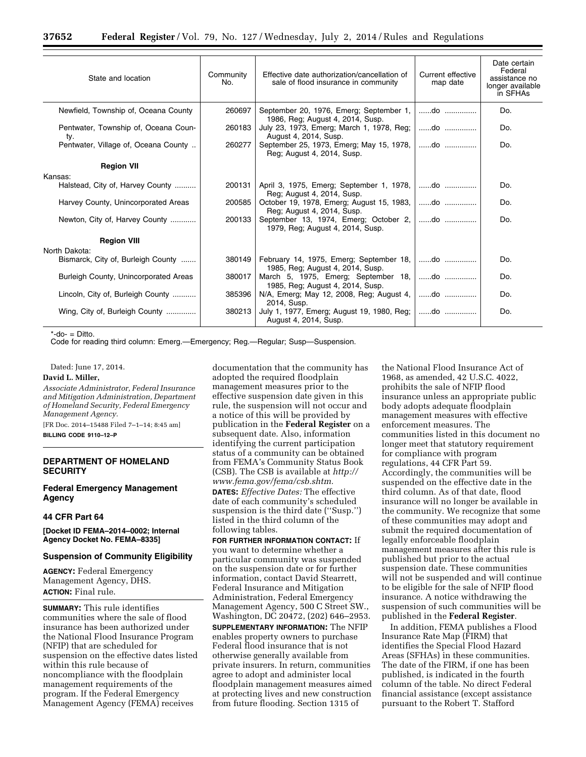| State and location | Community No. | Effective date authorization/cancellation of sale of flood insurance in community | Current effective map date | Date certain Federal assistance no longer available in SFHAs |
|---|---|---|---|---|
| Newfield, Township of, Oceana County | 260697 | September 20, 1976, Emerg; September 1, 1986, Reg; August 4, 2014, Susp. | ......do ............... | Do. |
| Pentwater, Township of, Oceana County. | 260183 | July 23, 1973, Emerg; March 1, 1978, Reg; August 4, 2014, Susp. | ......do ............... | Do. |
| Pentwater, Village of, Oceana County .. | 260277 | September 25, 1973, Emerg; May 15, 1978, Reg; August 4, 2014, Susp. | ......do ............... | Do. |
| **Region VII** | | | | |
| Kansas: | | | | |
| Halstead, City of, Harvey County .......... | 200131 | April 3, 1975, Emerg; September 1, 1978, Reg; August 4, 2014, Susp. | ......do ............... | Do. |
| Harvey County, Unincorporated Areas | 200585 | October 19, 1978, Emerg; August 15, 1983, Reg; August 4, 2014, Susp. | ......do ............... | Do. |
| Newton, City of, Harvey County ............ | 200133 | September 13, 1974, Emerg; October 2, 1979, Reg; August 4, 2014, Susp. | ......do ............... | Do. |
| **Region VIII** | | | | |
| North Dakota: | | | | |
| Bismarck, City of, Burleigh County ....... | 380149 | February 14, 1975, Emerg; September 18, 1985, Reg; August 4, 2014, Susp. | ......do ............... | Do. |
| Burleigh County, Unincorporated Areas | 380017 | March 5, 1975, Emerg; September 18, 1985, Reg; August 4, 2014, Susp. | ......do ............... | Do. |
| Lincoln, City of, Burleigh County ........... | 385396 | N/A, Emerg; May 12, 2008, Reg; August 4, 2014, Susp. | ......do ............... | Do. |
| Wing, City of, Burleigh County .............. | 380213 | July 1, 1977, Emerg; August 19, 1980, Reg; August 4, 2014, Susp. | ......do ............... | Do. |

*-do- = Ditto.

Code for reading third column: Emerg.—Emergency; Reg.—Regular; Susp—Suspension.

Dated: June 17, 2014.

**David L. Miller,**

*Associate Administrator, Federal Insurance and Mitigation Administration, Department of Homeland Security, Federal Emergency Management Agency.*

[FR Doc. 2014–15488 Filed 7–1–14; 8:45 am]

**BILLING CODE 9110–12–P**

---

## DEPARTMENT OF HOMELAND SECURITY

## Federal Emergency Management Agency

### 44 CFR Part 64

**[Docket ID FEMA–2014–0002; Internal Agency Docket No. FEMA–8335]**

### Suspension of Community Eligibility

**AGENCY:** Federal Emergency Management Agency, DHS.

**ACTION:** Final rule.

**SUMMARY:** This rule identifies communities where the sale of flood insurance has been authorized under the National Flood Insurance Program (NFIP) that are scheduled for suspension on the effective dates listed within this rule because of noncompliance with the floodplain management requirements of the program. If the Federal Emergency Management Agency (FEMA) receives documentation that the community has adopted the required floodplain management measures prior to the effective suspension date given in this rule, the suspension will not occur and a notice of this will be provided by publication in the **Federal Register** on a subsequent date. Also, information identifying the current participation status of a community can be obtained from FEMA's Community Status Book (CSB). The CSB is available at *http://www.fema.gov/fema/csb.shtm.*

**DATES:** *Effective Dates:* The effective date of each community's scheduled suspension is the third date (''Susp.'') listed in the third column of the following tables.

**FOR FURTHER INFORMATION CONTACT:** If you want to determine whether a particular community was suspended on the suspension date or for further information, contact David Stearrett, Federal Insurance and Mitigation Administration, Federal Emergency Management Agency, 500 C Street SW., Washington, DC 20472, (202) 646–2953.

**SUPPLEMENTARY INFORMATION:** The NFIP enables property owners to purchase Federal flood insurance that is not otherwise generally available from private insurers. In return, communities agree to adopt and administer local floodplain management measures aimed at protecting lives and new construction from future flooding. Section 1315 of the National Flood Insurance Act of 1968, as amended, 42 U.S.C. 4022, prohibits the sale of NFIP flood insurance unless an appropriate public body adopts adequate floodplain management measures with effective enforcement measures. The communities listed in this document no longer meet that statutory requirement for compliance with program regulations, 44 CFR Part 59. Accordingly, the communities will be suspended on the effective date in the third column. As of that date, flood insurance will no longer be available in the community. We recognize that some of these communities may adopt and submit the required documentation of legally enforceable floodplain management measures after this rule is published but prior to the actual suspension date. These communities will not be suspended and will continue to be eligible for the sale of NFIP flood insurance. A notice withdrawing the suspension of such communities will be published in the **Federal Register**.

In addition, FEMA publishes a Flood Insurance Rate Map (FIRM) that identifies the Special Flood Hazard Areas (SFHAs) in these communities. The date of the FIRM, if one has been published, is indicated in the fourth column of the table. No direct Federal financial assistance (except assistance pursuant to the Robert T. Stafford